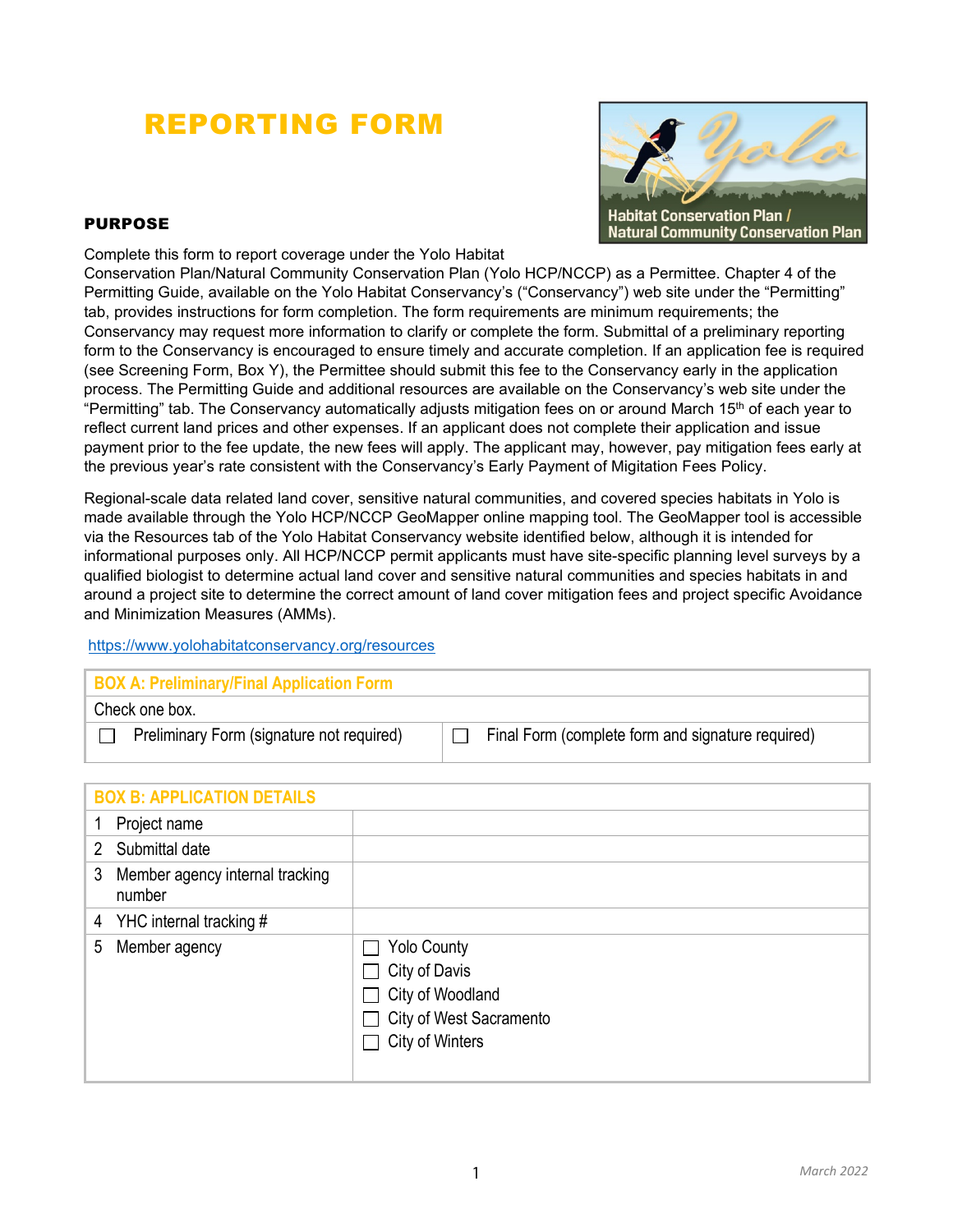# REPORTING FORM

## PURPOSE

Complete this form to report coverage under the Yolo Habitat Conservation Plan/Natural Community Conservation Plan (Yolo HCP/NCCP) as a Permittee. Chapter 4 of the Permitting Guide, available on the Yolo Habitat Conservancy's ("Conservancy") web site under the "Permitting" tab, provides instructions for form completion. The form requirements are minimum requirements; the Conservancy may request more information to clarify or complete the form. Submittal of a preliminary reporting form to the Conservancy is encouraged to ensure timely and accurate completion. If an application fee is required (see Screening Form, Box Y), the Permittee should submit this fee to the Conservancy early in the application process. The Permitting Guide and additional resources are available on the Conservancy's web site under the "Permitting" tab. The Conservancy automatically adjusts mitigation fees on or around March 15th of each year to reflect current land prices and other expenses. If an applicant does not complete their application and issue payment prior to the fee update, the new fees will apply. The applicant may, however, pay mitigation fees early at the previous year's rate consistent with the Conservancy's Early Payment of Migitation Fees Policy.

Regional-scale data related land cover, sensitive natural communities, and covered species habitats in Yolo is made available through the Yolo HCP/NCCP GeoMapper online mapping tool. The GeoMapper tool is accessible via the Resources tab of the Yolo Habitat Conservancy website identified below, although it is intended for informational purposes only. All HCP/NCCP permit applicants must have site-specific planning level surveys by a qualified biologist to determine actual land cover and sensitive natural communities and species habitats in and around a project site to determine the correct amount of land cover mitigation fees and project specific Avoidance and Minimization Measures (AMMs).

https://www.yolohabitatconservancy.org/resources

| BOX A: Preliminary/Final Application Form | |
|---|---|
| Check one box. | |
| ☐ Preliminary Form (signature not required) | ☐ Final Form (complete form and signature required) |

| BOX B: APPLICATION DETAILS | |
|---|---|
| 1 Project name | |
| 2 Submittal date | |
| 3 Member agency internal tracking number | |
| 4 YHC internal tracking # | |
| 5 Member agency | ☐ Yolo County<br>☐ City of Davis<br>☐ City of Woodland<br>☐ City of West Sacramento<br>☐ City of Winters |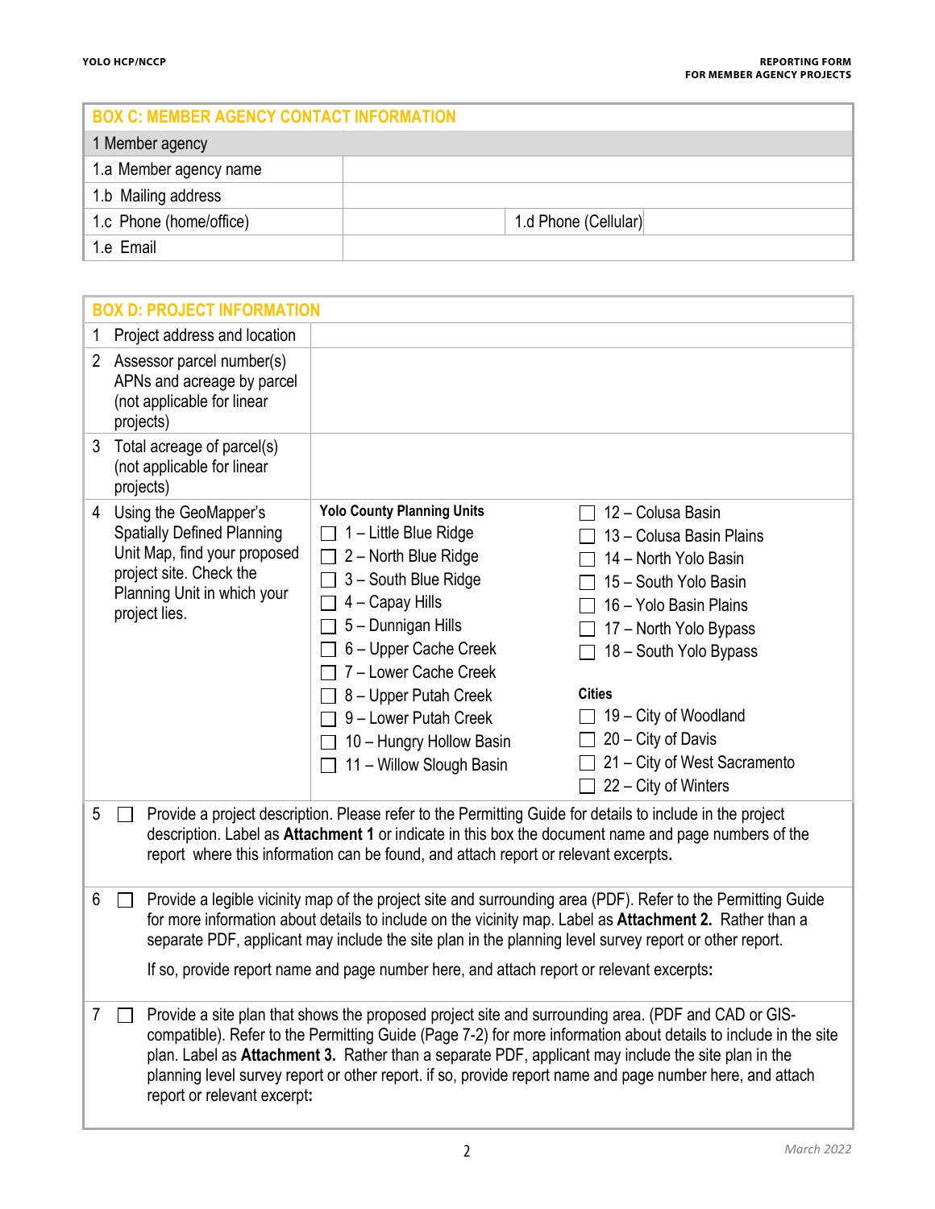| BOX C: MEMBER AGENCY CONTACT INFORMATION | | | |
|---|---|---|---|
| 1 Member agency | | | |
| 1.a Member agency name | | | |
| 1.b Mailing address | | | |
| 1.c Phone (home/office) | | 1.d Phone (Cellular) | |
| 1.e Email | | | |

| BOX D: PROJECT INFORMATION | | |
|---|---|---|
| 1 Project address and location | | |
| 2 Assessor parcel number(s) APNs and acreage by parcel (not applicable for linear projects) | | |
| 3 Total acreage of parcel(s) (not applicable for linear projects) | | |
| 4 Using the GeoMapper's Spatially Defined Planning Unit Map, find your proposed project site. Check the Planning Unit in which your project lies. | **Yolo County Planning Units**<br>☐ 1 – Little Blue Ridge<br>☐ 2 – North Blue Ridge<br>☐ 3 – South Blue Ridge<br>☐ 4 – Capay Hills<br>☐ 5 – Dunnigan Hills<br>☐ 6 – Upper Cache Creek<br>☐ 7 – Lower Cache Creek<br>☐ 8 – Upper Putah Creek<br>☐ 9 – Lower Putah Creek<br>☐ 10 – Hungry Hollow Basin<br>☐ 11 – Willow Slough Basin | ☐ 12 – Colusa Basin<br>☐ 13 – Colusa Basin Plains<br>☐ 14 – North Yolo Basin<br>☐ 15 – South Yolo Basin<br>☐ 16 – Yolo Basin Plains<br>☐ 17 – North Yolo Bypass<br>☐ 18 – South Yolo Bypass<br><br>**Cities**<br>☐ 19 – City of Woodland<br>☐ 20 – City of Davis<br>☐ 21 – City of West Sacramento<br>☐ 22 – City of Winters |
| 5 ☐ Provide a project description. Please refer to the Permitting Guide for details to include in the project description. Label as **Attachment 1** or indicate in this box the document name and page numbers of the report where this information can be found, and attach report or relevant excerpts**.** | | |
| 6 ☐ Provide a legible vicinity map of the project site and surrounding area (PDF). Refer to the Permitting Guide for more information about details to include on the vicinity map. Label as **Attachment 2.** Rather than a separate PDF, applicant may include the site plan in the planning level survey report or other report.<br><br>If so, provide report name and page number here, and attach report or relevant excerpts**:** | | |
| 7 ☐ Provide a site plan that shows the proposed project site and surrounding area. (PDF and CAD or GIS-compatible). Refer to the Permitting Guide (Page 7-2) for more information about details to include in the site plan. Label as **Attachment 3.** Rather than a separate PDF, applicant may include the site plan in the planning level survey report or other report. if so, provide report name and page number here, and attach report or relevant excerpt**:** | | |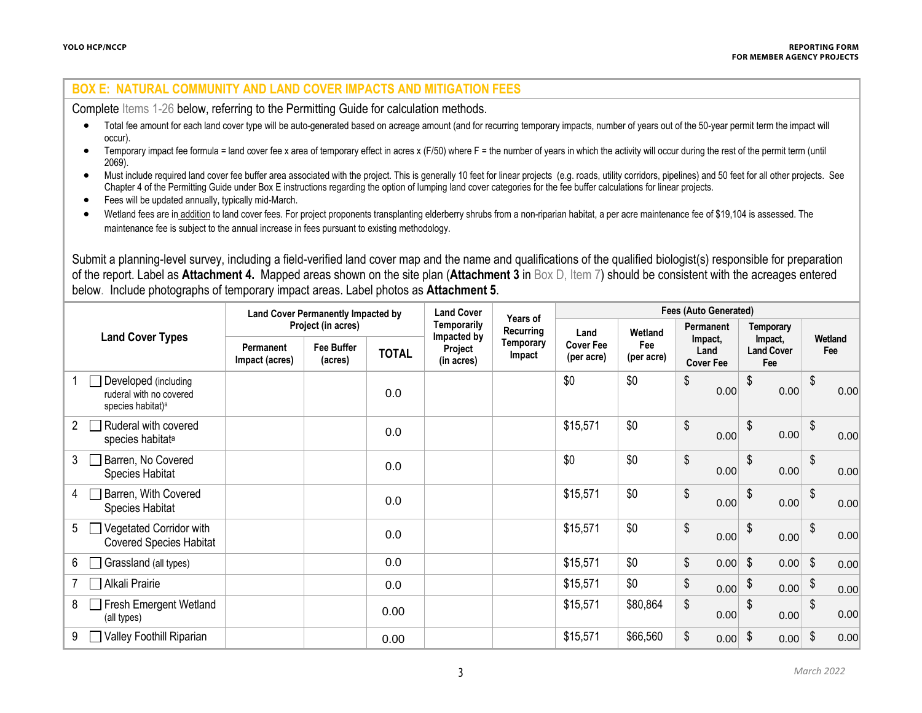## BOX E: NATURAL COMMUNITY AND LAND COVER IMPACTS AND MITIGATION FEES

Complete Items 1-26 below, referring to the Permitting Guide for calculation methods.

- Total fee amount for each land cover type will be auto-generated based on acreage amount (and for recurring temporary impacts, number of years out of the 50-year permit term the impact will occur).
- Temporary impact fee formula = land cover fee x area of temporary effect in acres x (F/50) where F = the number of years in which the activity will occur during the rest of the permit term (until 2069).
- Must include required land cover fee buffer area associated with the project. This is generally 10 feet for linear projects (e.g. roads, utility corridors, pipelines) and 50 feet for all other projects. See Chapter 4 of the Permitting Guide under Box E instructions regarding the option of lumping land cover categories for the fee buffer calculations for linear projects.
- Fees will be updated annually, typically mid-March.
- Wetland fees are in addition to land cover fees. For project proponents transplanting elderberry shrubs from a non-riparian habitat, a per acre maintenance fee of $19,104 is assessed. The maintenance fee is subject to the annual increase in fees pursuant to existing methodology.

Submit a planning-level survey, including a field-verified land cover map and the name and qualifications of the qualified biologist(s) responsible for preparation of the report. Label as **Attachment 4.** Mapped areas shown on the site plan (**Attachment 3** in Box D, Item 7) should be consistent with the acreages entered below. Include photographs of temporary impact areas. Label photos as **Attachment 5**.

| Land Cover Types | Land Cover Permanently Impacted by Project (in acres) | | | Land Cover Temporarily Impacted by Project (in acres) | Years of Recurring Temporary Impact | Fees (Auto Generated) | | | | |
|---|---|---|---|---|---|---|---|---|---|---|
| | Permanent Impact (acres) | Fee Buffer (acres) | TOTAL | | | Land Cover Fee (per acre) | Wetland Fee (per acre) | Permanent Impact, Land Cover Fee | Temporary Impact, Land Cover Fee | Wetland Fee |
| 1 ☐ Developed (including ruderal with no covered species habitat)[a] | | | 0.0 | | | $0 | $0 | $ 0.00 | $ 0.00 | $ 0.00 |
| 2 ☐ Ruderal with covered species habitat[a] | | | 0.0 | | | $15,571 | $0 | $ 0.00 | $ 0.00 | $ 0.00 |
| 3 ☐ Barren, No Covered Species Habitat | | | 0.0 | | | $0 | $0 | $ 0.00 | $ 0.00 | $ 0.00 |
| 4 ☐ Barren, With Covered Species Habitat | | | 0.0 | | | $15,571 | $0 | $ 0.00 | $ 0.00 | $ 0.00 |
| 5 ☐ Vegetated Corridor with Covered Species Habitat | | | 0.0 | | | $15,571 | $0 | $ 0.00 | $ 0.00 | $ 0.00 |
| 6 ☐ Grassland (all types) | | | 0.0 | | | $15,571 | $0 | $ 0.00 | $ 0.00 | $ 0.00 |
| 7 ☐ Alkali Prairie | | | 0.0 | | | $15,571 | $0 | $ 0.00 | $ 0.00 | $ 0.00 |
| 8 ☐ Fresh Emergent Wetland (all types) | | | 0.00 | | | $15,571 | $80,864 | $ 0.00 | $ 0.00 | $ 0.00 |
| 9 ☐ Valley Foothill Riparian | | | 0.00 | | | $15,571 | $66,560 | $ 0.00 | $ 0.00 | $ 0.00 |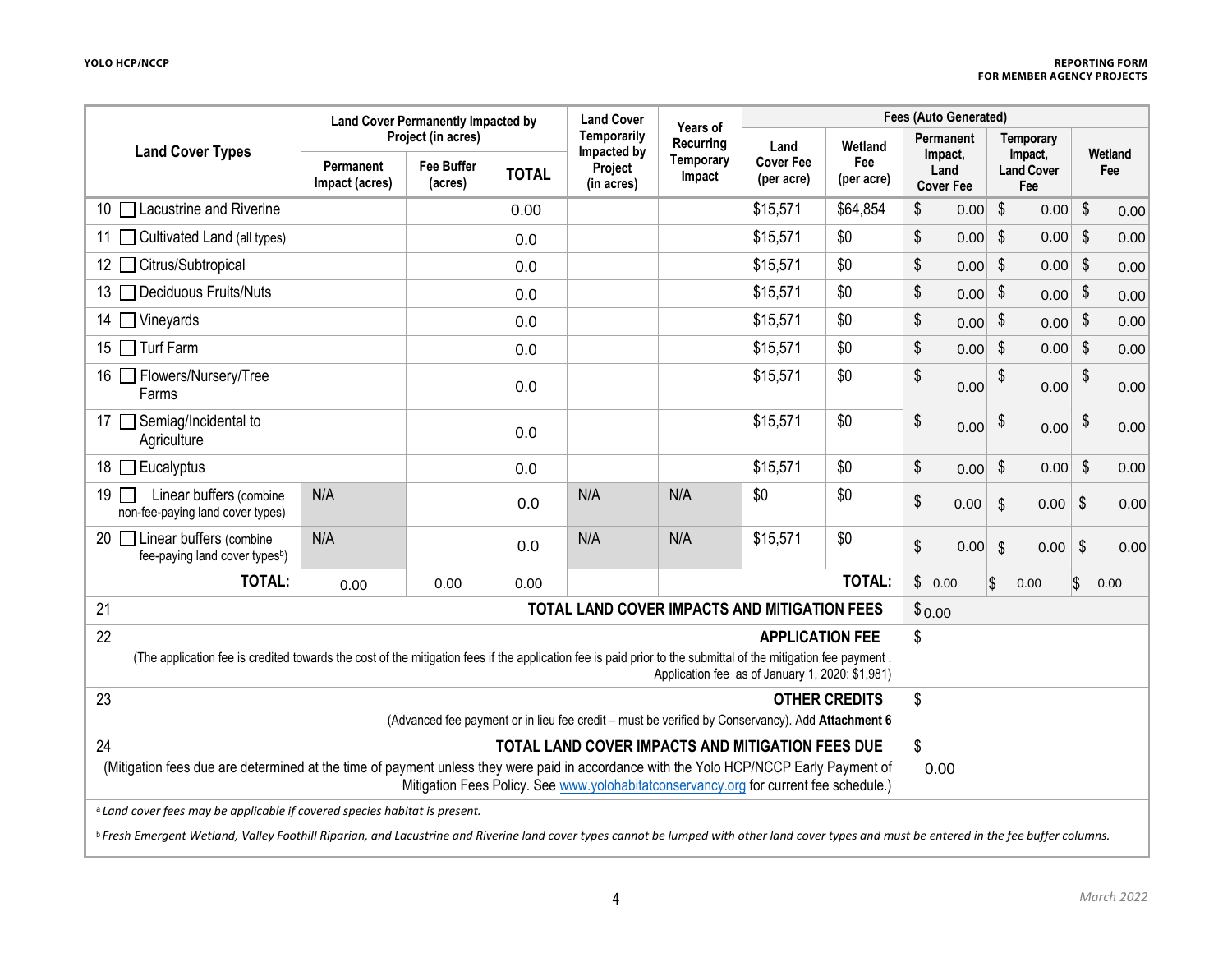| Land Cover Types | Land Cover Permanently Impacted by Project (in acres) | | | Land Cover Temporarily Impacted by Project (in acres) | Years of Recurring Temporary Impact | Fees (Auto Generated) | | | | |
|---|---|---|---|---|---|---|---|---|---|---|
| | Permanent Impact (acres) | Fee Buffer (acres) | TOTAL | | | Land Cover Fee (per acre) | Wetland Fee (per acre) | Permanent Impact, Land Cover Fee | Temporary Impact, Land Cover Fee | Wetland Fee |
| 10 ☐ Lacustrine and Riverine | | | 0.00 | | | $15,571 | $64,854 | $ 0.00 | $ 0.00 | $ 0.00 |
| 11 ☐ Cultivated Land (all types) | | | 0.0 | | | $15,571 | $0 | $ 0.00 | $ 0.00 | $ 0.00 |
| 12 ☐ Citrus/Subtropical | | | 0.0 | | | $15,571 | $0 | $ 0.00 | $ 0.00 | $ 0.00 |
| 13 ☐ Deciduous Fruits/Nuts | | | 0.0 | | | $15,571 | $0 | $ 0.00 | $ 0.00 | $ 0.00 |
| 14 ☐ Vineyards | | | 0.0 | | | $15,571 | $0 | $ 0.00 | $ 0.00 | $ 0.00 |
| 15 ☐ Turf Farm | | | 0.0 | | | $15,571 | $0 | $ 0.00 | $ 0.00 | $ 0.00 |
| 16 ☐ Flowers/Nursery/Tree Farms | | | 0.0 | | | $15,571 | $0 | $ 0.00 | $ 0.00 | $ 0.00 |
| 17 ☐ Semiag/Incidental to Agriculture | | | 0.0 | | | $15,571 | $0 | $ 0.00 | $ 0.00 | $ 0.00 |
| 18 ☐ Eucalyptus | | | 0.0 | | | $15,571 | $0 | $ 0.00 | $ 0.00 | $ 0.00 |
| 19 ☐ Linear buffers (combine non-fee-paying land cover types) | N/A | | 0.0 | N/A | N/A | $0 | $0 | $ 0.00 | $ 0.00 | $ 0.00 |
| 20 ☐ Linear buffers (combine fee-paying land cover types[b]) | N/A | | 0.0 | N/A | N/A | $15,571 | $0 | $ 0.00 | $ 0.00 | $ 0.00 |
| **TOTAL:** | 0.00 | 0.00 | 0.00 | | | | **TOTAL:** | $ 0.00 | $ 0.00 | $ 0.00 |
| 21 | | | | | | | **TOTAL LAND COVER IMPACTS AND MITIGATION FEES** | $ 0.00 | | |
| 22 | | | | | | | **APPLICATION FEE** (The application fee is credited towards the cost of the mitigation fees if the application fee is paid prior to the submittal of the mitigation fee payment. Application fee as of January 1, 2020: $1,981) | $ | | |
| 23 | | | | | | | **OTHER CREDITS** (Advanced fee payment or in lieu fee credit – must be verified by Conservancy). Add **Attachment 6** | $ | | |
| 24 | | | | | | | **TOTAL LAND COVER IMPACTS AND MITIGATION FEES DUE** (Mitigation fees due are determined at the time of payment unless they were paid in accordance with the Yolo HCP/NCCP Early Payment of Mitigation Fees Policy. See www.yolohabitatconservancy.org for current fee schedule.) | $ 0.00 | | |

[a] *Land cover fees may be applicable if covered species habitat is present.*

[b] *Fresh Emergent Wetland, Valley Foothill Riparian, and Lacustrine and Riverine land cover types cannot be lumped with other land cover types and must be entered in the fee buffer columns.*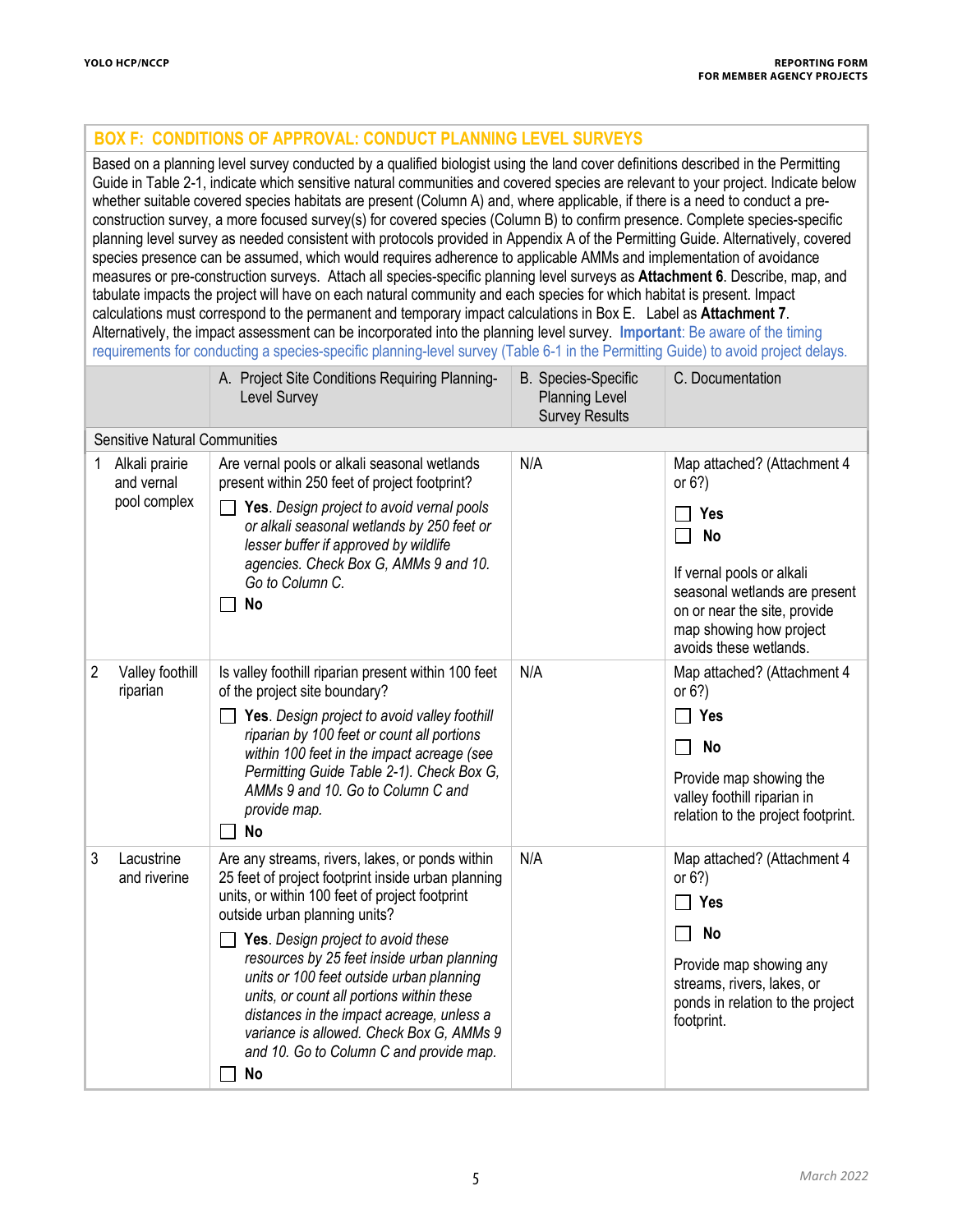## BOX F: CONDITIONS OF APPROVAL: CONDUCT PLANNING LEVEL SURVEYS

Based on a planning level survey conducted by a qualified biologist using the land cover definitions described in the Permitting Guide in Table 2-1, indicate which sensitive natural communities and covered species are relevant to your project. Indicate below whether suitable covered species habitats are present (Column A) and, where applicable, if there is a need to conduct a pre-construction survey, a more focused survey(s) for covered species (Column B) to confirm presence. Complete species-specific planning level survey as needed consistent with protocols provided in Appendix A of the Permitting Guide. Alternatively, covered species presence can be assumed, which would requires adherence to applicable AMMs and implementation of avoidance measures or pre-construction surveys. Attach all species-specific planning level surveys as **Attachment 6**. Describe, map, and tabulate impacts the project will have on each natural community and each species for which habitat is present. Impact calculations must correspond to the permanent and temporary impact calculations in Box E. Label as **Attachment 7**. Alternatively, the impact assessment can be incorporated into the planning level survey. **Important**: Be aware of the timing requirements for conducting a species-specific planning-level survey (Table 6-1 in the Permitting Guide) to avoid project delays.

| | A. Project Site Conditions Requiring Planning-Level Survey | B. Species-Specific Planning Level Survey Results | C. Documentation |
|---|---|---|---|
| **Sensitive Natural Communities** | | | |
| 1 Alkali prairie and vernal pool complex | Are vernal pools or alkali seasonal wetlands present within 250 feet of project footprint?<br>☐ **Yes**. *Design project to avoid vernal pools or alkali seasonal wetlands by 250 feet or lesser buffer if approved by wildlife agencies. Check Box G, AMMs 9 and 10. Go to Column C.*<br>☐ **No** | N/A | Map attached? (Attachment 4 or 6?)<br>☐ **Yes**<br>☐ **No**<br>If vernal pools or alkali seasonal wetlands are present on or near the site, provide map showing how project avoids these wetlands. |
| 2 Valley foothill riparian | Is valley foothill riparian present within 100 feet of the project site boundary?<br>☐ **Yes**. *Design project to avoid valley foothill riparian by 100 feet or count all portions within 100 feet in the impact acreage (see Permitting Guide Table 2-1). Check Box G, AMMs 9 and 10. Go to Column C and provide map.*<br>☐ **No** | N/A | Map attached? (Attachment 4 or 6?)<br>☐ **Yes**<br>☐ **No**<br>Provide map showing the valley foothill riparian in relation to the project footprint. |
| 3 Lacustrine and riverine | Are any streams, rivers, lakes, or ponds within 25 feet of project footprint inside urban planning units, or within 100 feet of project footprint outside urban planning units?<br>☐ **Yes**. *Design project to avoid these resources by 25 feet inside urban planning units or 100 feet outside urban planning units, or count all portions within these distances in the impact acreage, unless a variance is allowed. Check Box G, AMMs 9 and 10. Go to Column C and provide map.*<br>☐ **No** | N/A | Map attached? (Attachment 4 or 6?)<br>☐ **Yes**<br>☐ **No**<br>Provide map showing any streams, rivers, lakes, or ponds in relation to the project footprint. |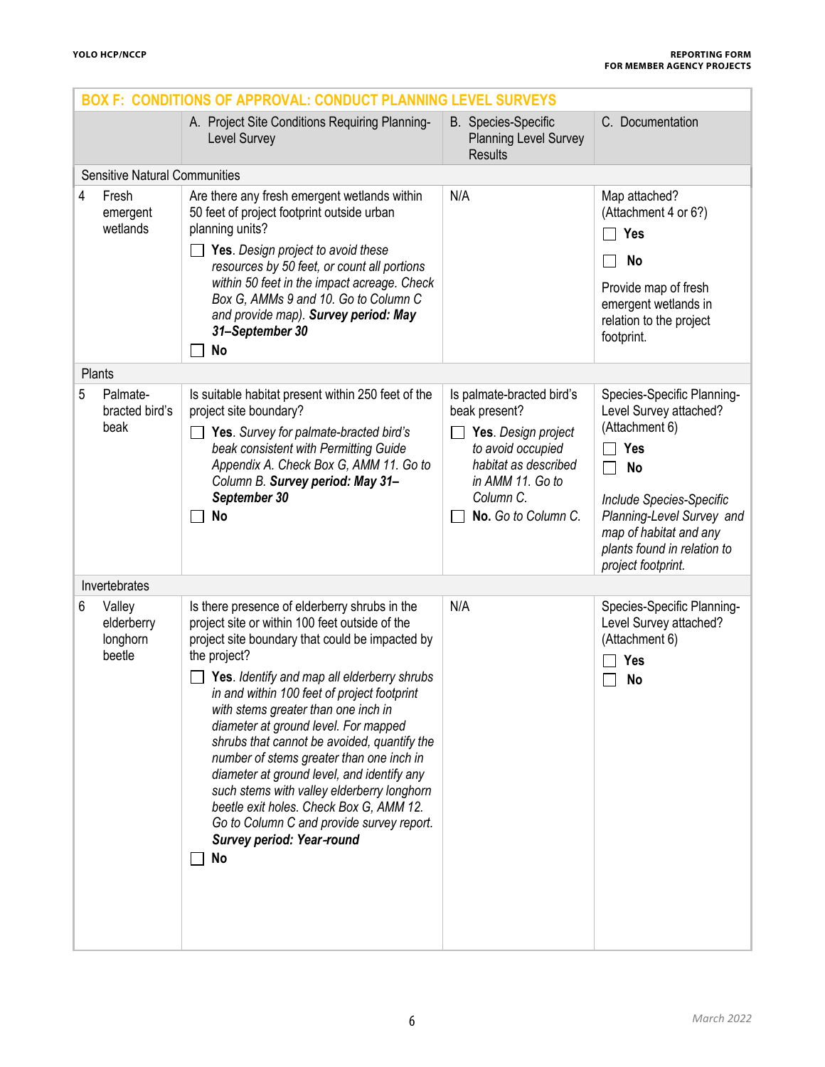| BOX F: CONDITIONS OF APPROVAL: CONDUCT PLANNING LEVEL SURVEYS | | A. Project Site Conditions Requiring Planning-Level Survey | B. Species-Specific Planning Level Survey Results | C. Documentation |
|---|---|---|---|---|
| **Sensitive Natural Communities** | | | | |
| 4 | Fresh emergent wetlands | Are there any fresh emergent wetlands within 50 feet of project footprint outside urban planning units?<br>☐ **Yes**. *Design project to avoid these resources by 50 feet, or count all portions within 50 feet in the impact acreage. Check Box G, AMMs 9 and 10. Go to Column C and provide map).* ***Survey period: May 31–September 30***<br>☐ **No** | N/A | Map attached? (Attachment 4 or 6?)<br>☐ **Yes**<br>☐ **No**<br>Provide map of fresh emergent wetlands in relation to the project footprint. |
| **Plants** | | | | |
| 5 | Palmate-bracted bird's beak | Is suitable habitat present within 250 feet of the project site boundary?<br>☐ **Yes**. *Survey for palmate-bracted bird's beak consistent with Permitting Guide Appendix A. Check Box G, AMM 11. Go to Column B.* ***Survey period: May 31–September 30***<br>☐ **No** | Is palmate-bracted bird's beak present?<br>☐ **Yes**. *Design project to avoid occupied habitat as described in AMM 11. Go to Column C.*<br>☐ **No.** *Go to Column C.* | Species-Specific Planning-Level Survey attached? (Attachment 6)<br>☐ **Yes**<br>☐ **No**<br>*Include Species-Specific Planning-Level Survey and map of habitat and any plants found in relation to project footprint.* |
| **Invertebrates** | | | | |
| 6 | Valley elderberry longhorn beetle | Is there presence of elderberry shrubs in the project site or within 100 feet outside of the project site boundary that could be impacted by the project?<br>☐ **Yes**. *Identify and map all elderberry shrubs in and within 100 feet of project footprint with stems greater than one inch in diameter at ground level. For mapped shrubs that cannot be avoided, quantify the number of stems greater than one inch in diameter at ground level, and identify any such stems with valley elderberry longhorn beetle exit holes. Check Box G, AMM 12. Go to Column C and provide survey report.* ***Survey period: Year-round***<br>☐ **No** | N/A | Species-Specific Planning-Level Survey attached? (Attachment 6)<br>☐ **Yes**<br>☐ **No** |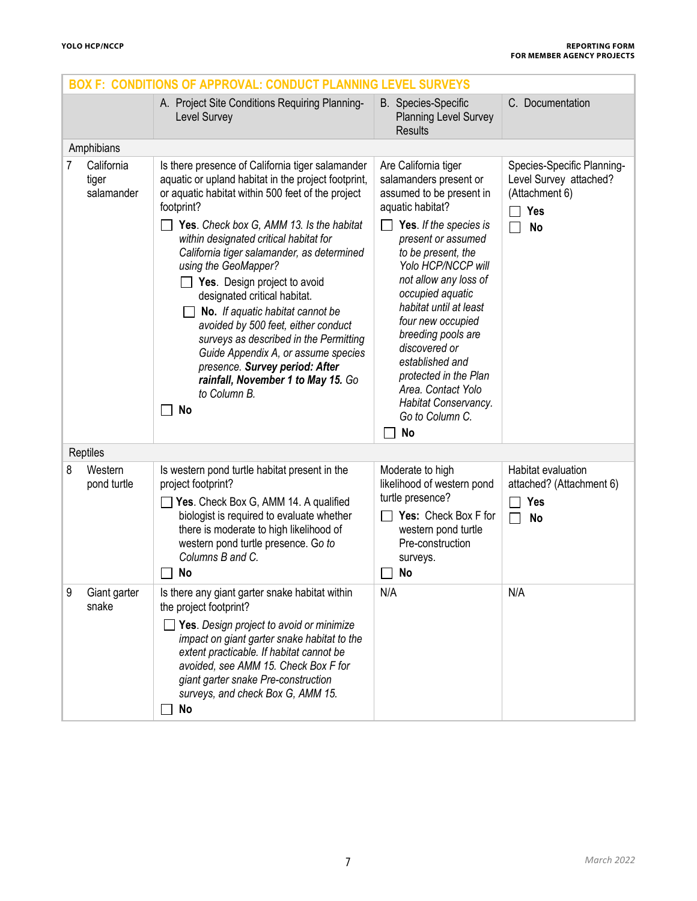## BOX F: CONDITIONS OF APPROVAL: CONDUCT PLANNING LEVEL SURVEYS

| | A. Project Site Conditions Requiring Planning-Level Survey | B. Species-Specific Planning Level Survey Results | C. Documentation |
|---|---|---|---|
| **Amphibians** | | | |
| 7 California tiger salamander | Is there presence of California tiger salamander aquatic or upland habitat in the project footprint, or aquatic habitat within 500 feet of the project footprint?<br>☐ **Yes**. *Check box G, AMM 13. Is the habitat within designated critical habitat for California tiger salamander, as determined using the GeoMapper?*<br>☐ **Yes**. Design project to avoid designated critical habitat.<br>☐ **No.** *If aquatic habitat cannot be avoided by 500 feet, either conduct surveys as described in the Permitting Guide Appendix A, or assume species presence.* ***Survey period: After rainfall, November 1 to May 15.*** *Go to Column B.*<br>☐ **No** | Are California tiger salamanders present or assumed to be present in aquatic habitat?<br>☐ **Yes**. *If the species is present or assumed to be present, the Yolo HCP/NCCP will not allow any loss of occupied aquatic habitat until at least four new occupied breeding pools are discovered or established and protected in the Plan Area. Contact Yolo Habitat Conservancy. Go to Column C.*<br>☐ **No** | Species-Specific Planning-Level Survey attached? (Attachment 6)<br>☐ **Yes**<br>☐ **No** |
| **Reptiles** | | | |
| 8 Western pond turtle | Is western pond turtle habitat present in the project footprint?<br>☐ **Yes**. Check Box G, AMM 14. A qualified biologist is required to evaluate whether there is moderate to high likelihood of western pond turtle presence. *Go to Columns B and C.*<br>☐ **No** | Moderate to high likelihood of western pond turtle presence?<br>☐ **Yes:** Check Box F for western pond turtle Pre-construction surveys.<br>☐ **No** | Habitat evaluation attached? (Attachment 6)<br>☐ **Yes**<br>☐ **No** |
| 9 Giant garter snake | Is there any giant garter snake habitat within the project footprint?<br>☐ **Yes**. *Design project to avoid or minimize impact on giant garter snake habitat to the extent practicable. If habitat cannot be avoided, see AMM 15. Check Box F for giant garter snake Pre-construction surveys, and check Box G, AMM 15.*<br>☐ **No** | N/A | N/A |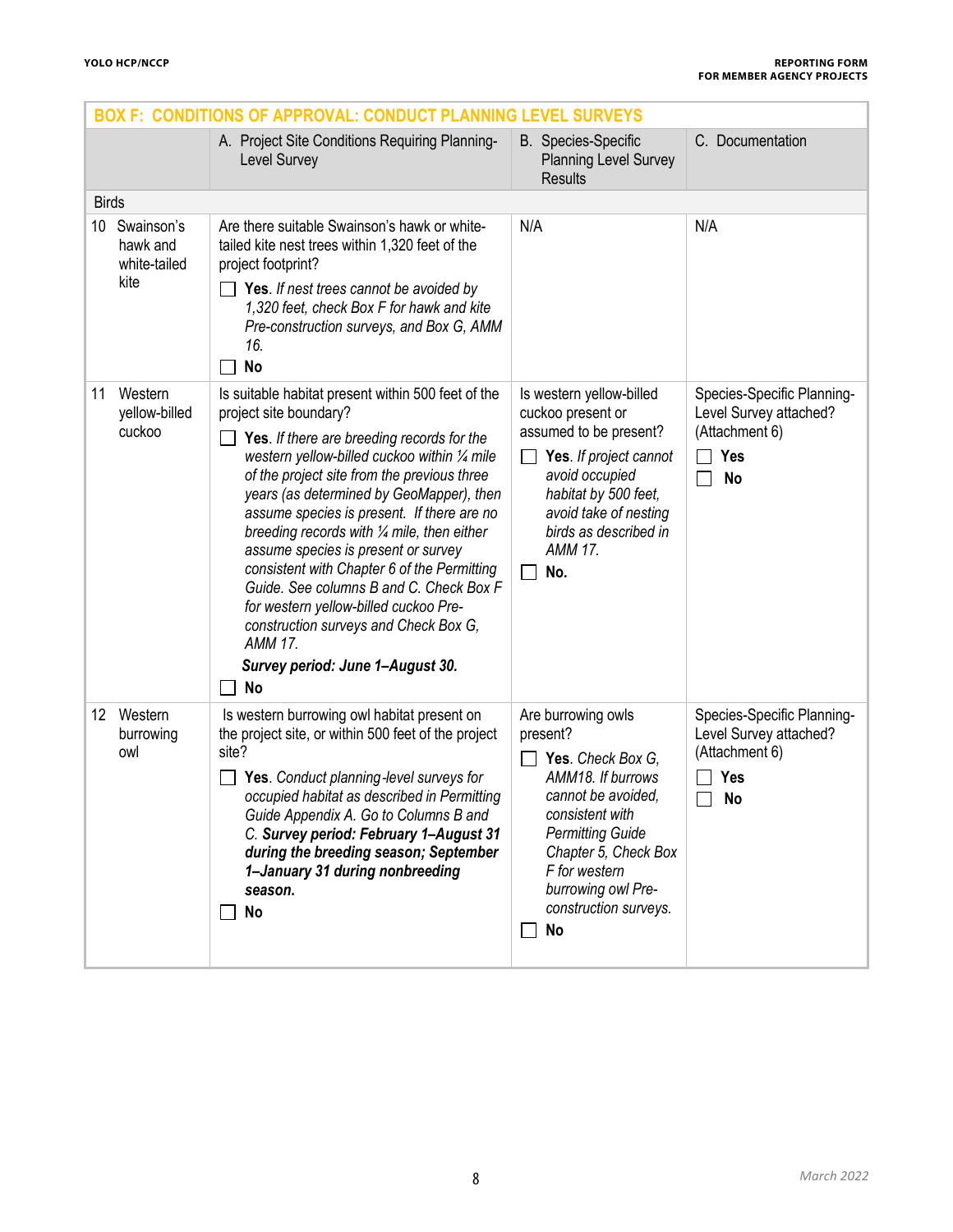| BOX F: CONDITIONS OF APPROVAL: CONDUCT PLANNING LEVEL SURVEYS | | | |
|---|---|---|---|
| | A. Project Site Conditions Requiring Planning-Level Survey | B. Species-Specific Planning Level Survey Results | C. Documentation |
| **Birds** | | | |
| 10 Swainson's hawk and white-tailed kite | Are there suitable Swainson's hawk or white-tailed kite nest trees within 1,320 feet of the project footprint?<br>☐ **Yes**. *If nest trees cannot be avoided by 1,320 feet, check Box F for hawk and kite Pre-construction surveys, and Box G, AMM 16.*<br>☐ **No** | N/A | N/A |
| 11 Western yellow-billed cuckoo | Is suitable habitat present within 500 feet of the project site boundary?<br>☐ **Yes**. *If there are breeding records for the western yellow-billed cuckoo within ¼ mile of the project site from the previous three years (as determined by GeoMapper), then assume species is present. If there are no breeding records with ¼ mile, then either assume species is present or survey consistent with Chapter 6 of the Permitting Guide. See columns B and C. Check Box F for western yellow-billed cuckoo Pre-construction surveys and Check Box G, AMM 17.*<br>***Survey period: June 1–August 30.***<br>☐ **No** | Is western yellow-billed cuckoo present or assumed to be present?<br>☐ **Yes**. *If project cannot avoid occupied habitat by 500 feet, avoid take of nesting birds as described in AMM 17.*<br>☐ **No.** | Species-Specific Planning-Level Survey attached? (Attachment 6)<br>☐ **Yes**<br>☐ **No** |
| 12 Western burrowing owl | Is western burrowing owl habitat present on the project site, or within 500 feet of the project site?<br>☐ **Yes**. *Conduct planning-level surveys for occupied habitat as described in Permitting Guide Appendix A. Go to Columns B and C.* ***Survey period: February 1–August 31 during the breeding season; September 1–January 31 during nonbreeding season.***<br>☐ **No** | Are burrowing owls present?<br>☐ **Yes**. *Check Box G, AMM18. If burrows cannot be avoided, consistent with Permitting Guide Chapter 5, Check Box F for western burrowing owl Pre-construction surveys.*<br>☐ **No** | Species-Specific Planning-Level Survey attached? (Attachment 6)<br>☐ **Yes**<br>☐ **No** |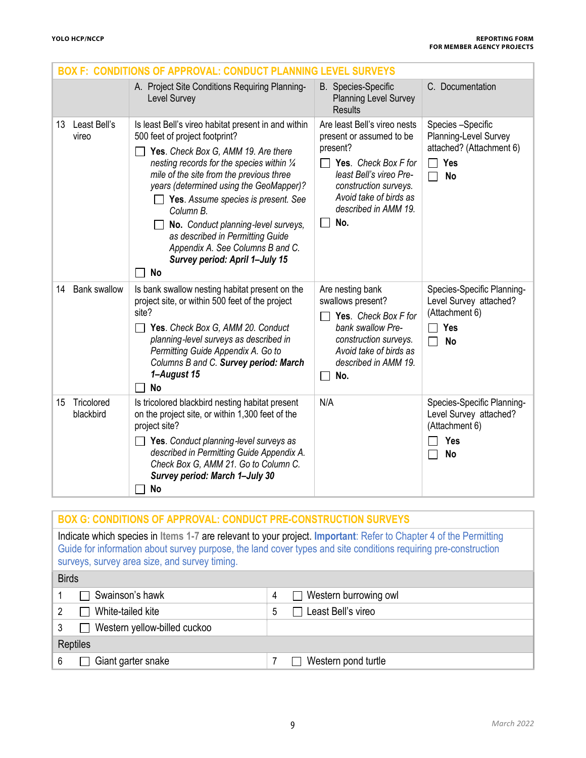## BOX F: CONDITIONS OF APPROVAL: CONDUCT PLANNING LEVEL SURVEYS

| | A. Project Site Conditions Requiring Planning-Level Survey | B. Species-Specific Planning Level Survey Results | C. Documentation |
|---|---|---|---|
| 13 Least Bell's vireo | Is least Bell's vireo habitat present in and within 500 feet of project footprint?<br>☐ **Yes**. *Check Box G, AMM 19. Are there nesting records for the species within ¼ mile of the site from the previous three years (determined using the GeoMapper)?*<br>☐ **Yes**. *Assume species is present. See Column B.*<br>☐ **No.** *Conduct planning-level surveys, as described in Permitting Guide Appendix A. See Columns B and C.* ***Survey period: April 1–July 15***<br>☐ **No** | Are least Bell's vireo nests present or assumed to be present?<br>☐ **Yes**. *Check Box F for least Bell's vireo Pre-construction surveys. Avoid take of birds as described in AMM 19.*<br>☐ **No.** | Species –Specific Planning-Level Survey attached? (Attachment 6)<br>☐ **Yes**<br>☐ **No** |
| 14 Bank swallow | Is bank swallow nesting habitat present on the project site, or within 500 feet of the project site?<br>☐ **Yes**. *Check Box G, AMM 20. Conduct planning-level surveys as described in Permitting Guide Appendix A. Go to Columns B and C.* ***Survey period: March 1–August 15***<br>☐ **No** | Are nesting bank swallows present?<br>☐ **Yes**. *Check Box F for bank swallow Pre-construction surveys. Avoid take of birds as described in AMM 19.*<br>☐ **No.** | Species-Specific Planning-Level Survey attached? (Attachment 6)<br>☐ **Yes**<br>☐ **No** |
| 15 Tricolored blackbird | Is tricolored blackbird nesting habitat present on the project site, or within 1,300 feet of the project site?<br>☐ **Yes**. *Conduct planning-level surveys as described in Permitting Guide Appendix A. Check Box G, AMM 21. Go to Column C.* ***Survey period: March 1–July 30***<br>☐ **No** | N/A | Species-Specific Planning-Level Survey attached? (Attachment 6)<br>☐ **Yes**<br>☐ **No** |

## BOX G: CONDITIONS OF APPROVAL: CONDUCT PRE-CONSTRUCTION SURVEYS

Indicate which species in Items 1-7 are relevant to your project. **Important**: Refer to Chapter 4 of the Permitting Guide for information about survey purpose, the land cover types and site conditions requiring pre-construction surveys, survey area size, and survey timing.

| Birds | | | |
|---|---|---|---|
| 1 | ☐ Swainson's hawk | 4 | ☐ Western burrowing owl |
| 2 | ☐ White-tailed kite | 5 | ☐ Least Bell's vireo |
| 3 | ☐ Western yellow-billed cuckoo | | |
| **Reptiles** | | | |
| 6 | ☐ Giant garter snake | 7 | ☐ Western pond turtle |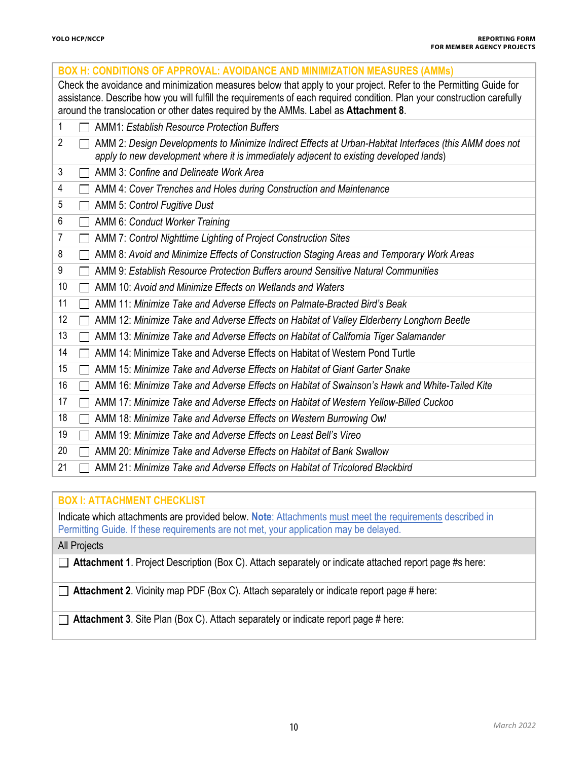## BOX H: CONDITIONS OF APPROVAL: AVOIDANCE AND MINIMIZATION MEASURES (AMMs)

Check the avoidance and minimization measures below that apply to your project. Refer to the Permitting Guide for assistance. Describe how you will fulfill the requirements of each required condition. Plan your construction carefully around the translocation or other dates required by the AMMs. Label as **Attachment 8**.

| # | |
|---|---|
| 1 | ☐ AMM1: *Establish Resource Protection Buffers* |
| 2 | ☐ AMM 2: *Design Developments to Minimize Indirect Effects at Urban-Habitat Interfaces (this AMM does not apply to new development where it is immediately adjacent to existing developed lands)* |
| 3 | ☐ AMM 3: *Confine and Delineate Work Area* |
| 4 | ☐ AMM 4: *Cover Trenches and Holes during Construction and Maintenance* |
| 5 | ☐ AMM 5: *Control Fugitive Dust* |
| 6 | ☐ AMM 6: *Conduct Worker Training* |
| 7 | ☐ AMM 7: *Control Nighttime Lighting of Project Construction Sites* |
| 8 | ☐ AMM 8: *Avoid and Minimize Effects of Construction Staging Areas and Temporary Work Areas* |
| 9 | ☐ AMM 9: *Establish Resource Protection Buffers around Sensitive Natural Communities* |
| 10 | ☐ AMM 10: *Avoid and Minimize Effects on Wetlands and Waters* |
| 11 | ☐ AMM 11: *Minimize Take and Adverse Effects on Palmate-Bracted Bird's Beak* |
| 12 | ☐ AMM 12: *Minimize Take and Adverse Effects on Habitat of Valley Elderberry Longhorn Beetle* |
| 13 | ☐ AMM 13: *Minimize Take and Adverse Effects on Habitat of California Tiger Salamander* |
| 14 | ☐ AMM 14: Minimize Take and Adverse Effects on Habitat of Western Pond Turtle |
| 15 | ☐ AMM 15: *Minimize Take and Adverse Effects on Habitat of Giant Garter Snake* |
| 16 | ☐ AMM 16: *Minimize Take and Adverse Effects on Habitat of Swainson's Hawk and White-Tailed Kite* |
| 17 | ☐ AMM 17: *Minimize Take and Adverse Effects on Habitat of Western Yellow-Billed Cuckoo* |
| 18 | ☐ AMM 18: *Minimize Take and Adverse Effects on Western Burrowing Owl* |
| 19 | ☐ AMM 19: *Minimize Take and Adverse Effects on Least Bell's Vireo* |
| 20 | ☐ AMM 20: *Minimize Take and Adverse Effects on Habitat of Bank Swallow* |
| 21 | ☐ AMM 21: *Minimize Take and Adverse Effects on Habitat of Tricolored Blackbird* |

## BOX I: ATTACHMENT CHECKLIST

Indicate which attachments are provided below. **Note**: Attachments must meet the requirements described in Permitting Guide. If these requirements are not met, your application may be delayed.

**All Projects**

☐ **Attachment 1**. Project Description (Box C). Attach separately or indicate attached report page #s here:

☐ **Attachment 2**. Vicinity map PDF (Box C). Attach separately or indicate report page # here:

☐ **Attachment 3**. Site Plan (Box C). Attach separately or indicate report page # here: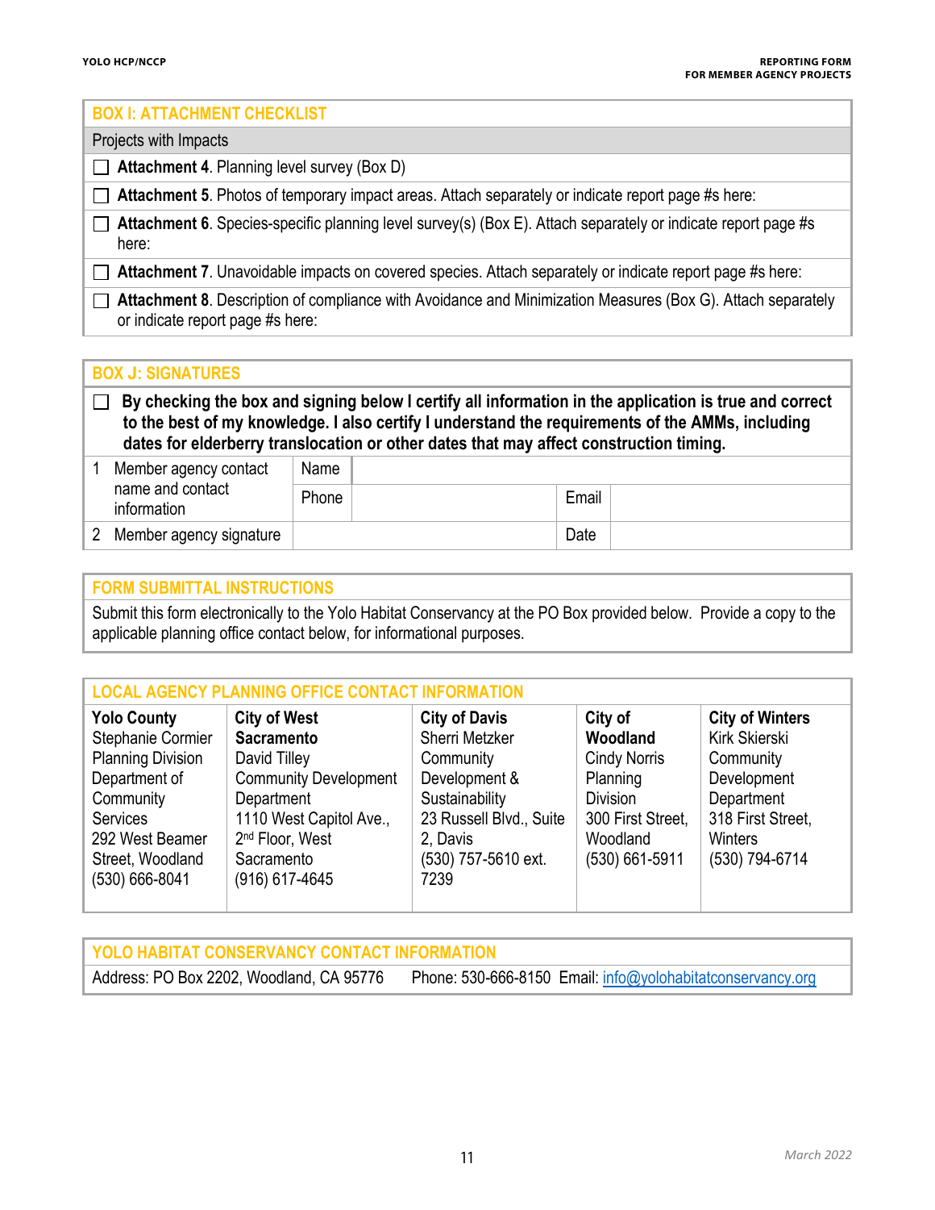## BOX I: ATTACHMENT CHECKLIST

Projects with Impacts

- ☐ **Attachment 4**. Planning level survey (Box D)
- ☐ **Attachment 5**. Photos of temporary impact areas. Attach separately or indicate report page #s here:
- ☐ **Attachment 6**. Species-specific planning level survey(s) (Box E). Attach separately or indicate report page #s here:
- ☐ **Attachment 7**. Unavoidable impacts on covered species. Attach separately or indicate report page #s here:
- ☐ **Attachment 8**. Description of compliance with Avoidance and Minimization Measures (Box G). Attach separately or indicate report page #s here:

## BOX J: SIGNATURES

☐ **By checking the box and signing below I certify all information in the application is true and correct to the best of my knowledge. I also certify I understand the requirements of the AMMs, including dates for elderberry translocation or other dates that may affect construction timing.**

| | | | | | |
|---|---|---|---|---|---|
| 1 | Member agency contact name and contact information | Name | | | |
| | | Phone | | Email | |
| 2 | Member agency signature | | | Date | |

## FORM SUBMITTAL INSTRUCTIONS

Submit this form electronically to the Yolo Habitat Conservancy at the PO Box provided below. Provide a copy to the applicable planning office contact below, for informational purposes.

## LOCAL AGENCY PLANNING OFFICE CONTACT INFORMATION

| **Yolo County** | **City of West Sacramento** | **City of Davis** | **City of Woodland** | **City of Winters** |
|---|---|---|---|---|
| Stephanie Cormier<br>Planning Division<br>Department of Community Services<br>292 West Beamer Street, Woodland<br>(530) 666-8041 | David Tilley<br>Community Development Department<br>1110 West Capitol Ave., 2nd Floor, West Sacramento<br>(916) 617-4645 | Sherri Metzker<br>Community Development & Sustainability<br>23 Russell Blvd., Suite 2, Davis<br>(530) 757-5610 ext. 7239 | Cindy Norris<br>Planning Division<br>300 First Street, Woodland<br>(530) 661-5911 | Kirk Skierski<br>Community Development Department<br>318 First Street, Winters<br>(530) 794-6714 |

## YOLO HABITAT CONSERVANCY CONTACT INFORMATION

Address: PO Box 2202, Woodland, CA 95776 Phone: 530-666-8150 Email: info@yolohabitatconservancy.org